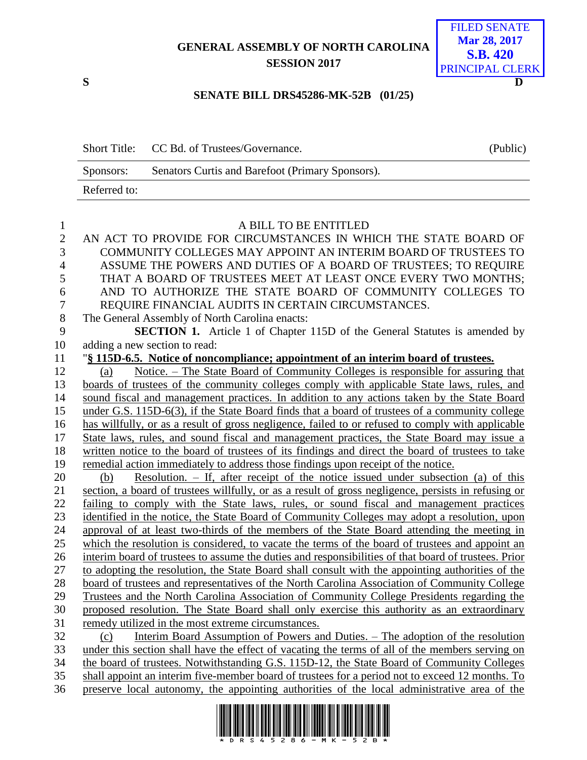GENERAL ASSEMBLY OF NORTH CAROLINA
SESSION 2017

FILED SENATE
Mar 28, 2017
S.B. 420
PRINCIPAL CLERK

S D

**SENATE BILL DRS45286-MK-52B (01/25)**

| Short Title: | CC Bd. of Trustees/Governance. | (Public) |
|---|---|---|
| Sponsors: | Senators Curtis and Barefoot (Primary Sponsors). | |
| Referred to: | | |

A BILL TO BE ENTITLED

AN ACT TO PROVIDE FOR CIRCUMSTANCES IN WHICH THE STATE BOARD OF COMMUNITY COLLEGES MAY APPOINT AN INTERIM BOARD OF TRUSTEES TO ASSUME THE POWERS AND DUTIES OF A BOARD OF TRUSTEES; TO REQUIRE THAT A BOARD OF TRUSTEES MEET AT LEAST ONCE EVERY TWO MONTHS; AND TO AUTHORIZE THE STATE BOARD OF COMMUNITY COLLEGES TO REQUIRE FINANCIAL AUDITS IN CERTAIN CIRCUMSTANCES.

The General Assembly of North Carolina enacts:

**SECTION 1.** Article 1 of Chapter 115D of the General Statutes is amended by adding a new section to read:

"**§ 115D-6.5. Notice of noncompliance; appointment of an interim board of trustees.**

(a) Notice. – The State Board of Community Colleges is responsible for assuring that boards of trustees of the community colleges comply with applicable State laws, rules, and sound fiscal and management practices. In addition to any actions taken by the State Board under G.S. 115D-6(3), if the State Board finds that a board of trustees of a community college has willfully, or as a result of gross negligence, failed to or refused to comply with applicable State laws, rules, and sound fiscal and management practices, the State Board may issue a written notice to the board of trustees of its findings and direct the board of trustees to take remedial action immediately to address those findings upon receipt of the notice.

(b) Resolution. – If, after receipt of the notice issued under subsection (a) of this section, a board of trustees willfully, or as a result of gross negligence, persists in refusing or failing to comply with the State laws, rules, or sound fiscal and management practices identified in the notice, the State Board of Community Colleges may adopt a resolution, upon approval of at least two-thirds of the members of the State Board attending the meeting in which the resolution is considered, to vacate the terms of the board of trustees and appoint an interim board of trustees to assume the duties and responsibilities of that board of trustees. Prior to adopting the resolution, the State Board shall consult with the appointing authorities of the board of trustees and representatives of the North Carolina Association of Community College Trustees and the North Carolina Association of Community College Presidents regarding the proposed resolution. The State Board shall only exercise this authority as an extraordinary remedy utilized in the most extreme circumstances.

(c) Interim Board Assumption of Powers and Duties. – The adoption of the resolution under this section shall have the effect of vacating the terms of all of the members serving on the board of trustees. Notwithstanding G.S. 115D-12, the State Board of Community Colleges shall appoint an interim five-member board of trustees for a period not to exceed 12 months. To preserve local autonomy, the appointing authorities of the local administrative area of the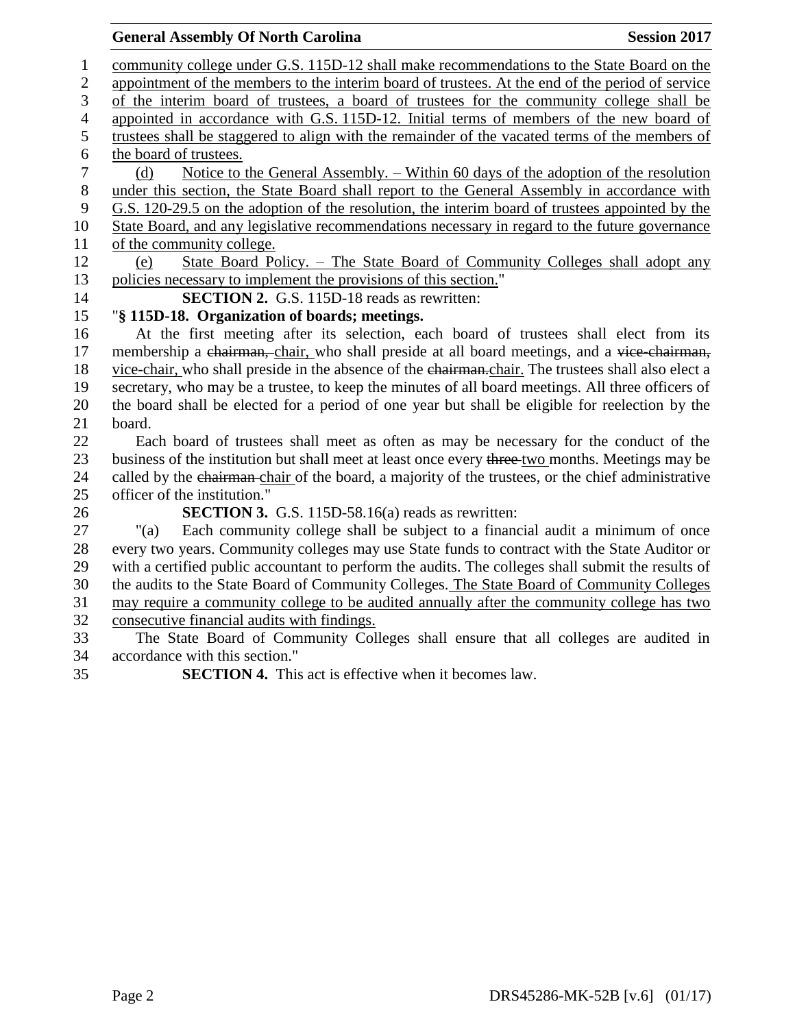community college under G.S. 115D-12 shall make recommendations to the State Board on the appointment of the members to the interim board of trustees. At the end of the period of service of the interim board of trustees, a board of trustees for the community college shall be appointed in accordance with G.S. 115D-12. Initial terms of members of the new board of trustees shall be staggered to align with the remainder of the vacated terms of the members of the board of trustees.

(d) Notice to the General Assembly. – Within 60 days of the adoption of the resolution under this section, the State Board shall report to the General Assembly in accordance with G.S. 120-29.5 on the adoption of the resolution, the interim board of trustees appointed by the State Board, and any legislative recommendations necessary in regard to the future governance of the community college.

(e) State Board Policy. – The State Board of Community Colleges shall adopt any policies necessary to implement the provisions of this section."

**SECTION 2.** G.S. 115D-18 reads as rewritten:

"**§ 115D-18. Organization of boards; meetings.**

At the first meeting after its selection, each board of trustees shall elect from its membership a ~~chairman,~~ chair, who shall preside at all board meetings, and a ~~vice-chairman,~~ vice-chair, who shall preside in the absence of the ~~chairman.~~chair. The trustees shall also elect a secretary, who may be a trustee, to keep the minutes of all board meetings. All three officers of the board shall be elected for a period of one year but shall be eligible for reelection by the board.

Each board of trustees shall meet as often as may be necessary for the conduct of the business of the institution but shall meet at least once every ~~three~~ two months. Meetings may be called by the ~~chairman~~ chair of the board, a majority of the trustees, or the chief administrative officer of the institution."

**SECTION 3.** G.S. 115D-58.16(a) reads as rewritten:

"(a) Each community college shall be subject to a financial audit a minimum of once every two years. Community colleges may use State funds to contract with the State Auditor or with a certified public accountant to perform the audits. The colleges shall submit the results of the audits to the State Board of Community Colleges. The State Board of Community Colleges may require a community college to be audited annually after the community college has two consecutive financial audits with findings.

The State Board of Community Colleges shall ensure that all colleges are audited in accordance with this section."

**SECTION 4.** This act is effective when it becomes law.